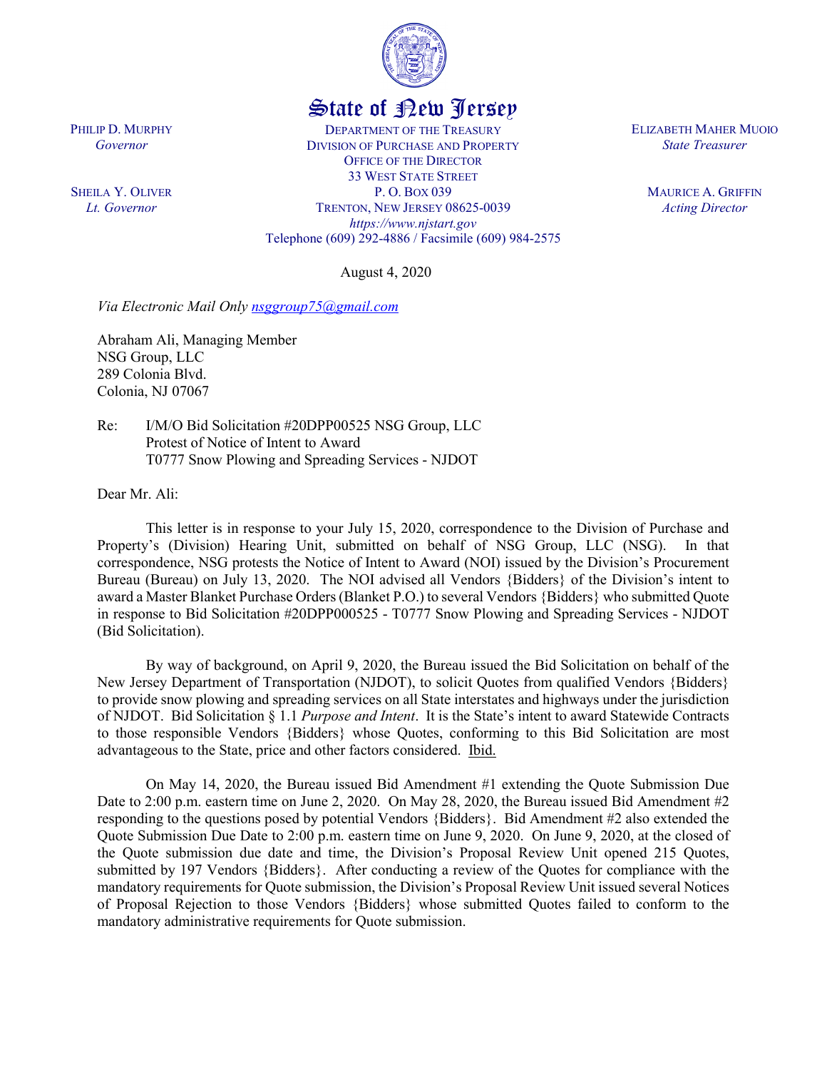# State of New Jersey

PHILIP D. MURPHY
*Governor*

SHEILA Y. OLIVER
*Lt. Governor*

DEPARTMENT OF THE TREASURY
DIVISION OF PURCHASE AND PROPERTY
OFFICE OF THE DIRECTOR
33 WEST STATE STREET
P. O. BOX 039
TRENTON, NEW JERSEY 08625-0039
*https://www.njstart.gov*
Telephone (609) 292-4886 / Facsimile (609) 984-2575

ELIZABETH MAHER MUOIO
*State Treasurer*

MAURICE A. GRIFFIN
*Acting Director*

August 4, 2020

*Via Electronic Mail Only nsggroup75@gmail.com*

Abraham Ali, Managing Member
NSG Group, LLC
289 Colonia Blvd.
Colonia, NJ 07067

Re: I/M/O Bid Solicitation #20DPP00525 NSG Group, LLC
Protest of Notice of Intent to Award
T0777 Snow Plowing and Spreading Services - NJDOT

Dear Mr. Ali:

This letter is in response to your July 15, 2020, correspondence to the Division of Purchase and Property's (Division) Hearing Unit, submitted on behalf of NSG Group, LLC (NSG). In that correspondence, NSG protests the Notice of Intent to Award (NOI) issued by the Division's Procurement Bureau (Bureau) on July 13, 2020. The NOI advised all Vendors {Bidders} of the Division's intent to award a Master Blanket Purchase Orders (Blanket P.O.) to several Vendors {Bidders} who submitted Quote in response to Bid Solicitation #20DPP000525 - T0777 Snow Plowing and Spreading Services - NJDOT (Bid Solicitation).

By way of background, on April 9, 2020, the Bureau issued the Bid Solicitation on behalf of the New Jersey Department of Transportation (NJDOT), to solicit Quotes from qualified Vendors {Bidders} to provide snow plowing and spreading services on all State interstates and highways under the jurisdiction of NJDOT. Bid Solicitation § 1.1 *Purpose and Intent*. It is the State's intent to award Statewide Contracts to those responsible Vendors {Bidders} whose Quotes, conforming to this Bid Solicitation are most advantageous to the State, price and other factors considered. Ibid.

On May 14, 2020, the Bureau issued Bid Amendment #1 extending the Quote Submission Due Date to 2:00 p.m. eastern time on June 2, 2020. On May 28, 2020, the Bureau issued Bid Amendment #2 responding to the questions posed by potential Vendors {Bidders}. Bid Amendment #2 also extended the Quote Submission Due Date to 2:00 p.m. eastern time on June 9, 2020. On June 9, 2020, at the closed of the Quote submission due date and time, the Division's Proposal Review Unit opened 215 Quotes, submitted by 197 Vendors {Bidders}. After conducting a review of the Quotes for compliance with the mandatory requirements for Quote submission, the Division's Proposal Review Unit issued several Notices of Proposal Rejection to those Vendors {Bidders} whose submitted Quotes failed to conform to the mandatory administrative requirements for Quote submission.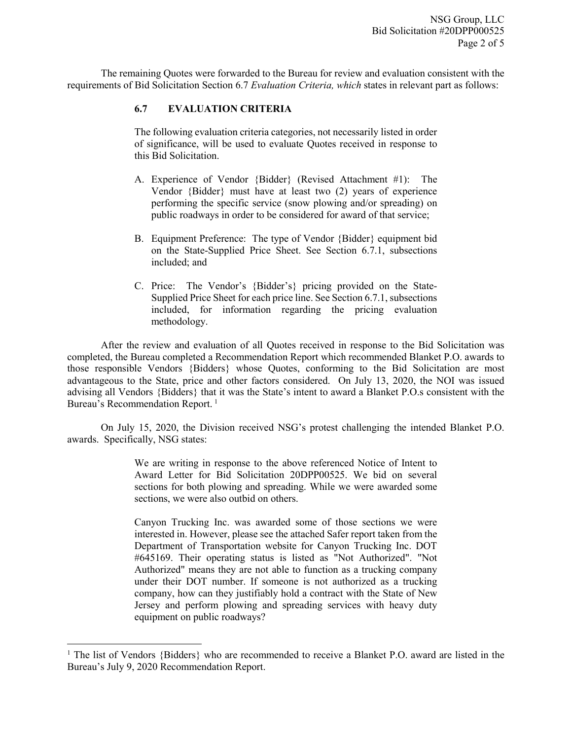The remaining Quotes were forwarded to the Bureau for review and evaluation consistent with the requirements of Bid Solicitation Section 6.7 *Evaluation Criteria, which* states in relevant part as follows:

> **6.7 EVALUATION CRITERIA**
>
> The following evaluation criteria categories, not necessarily listed in order of significance, will be used to evaluate Quotes received in response to this Bid Solicitation.
>
> A. Experience of Vendor {Bidder} (Revised Attachment #1): The Vendor {Bidder} must have at least two (2) years of experience performing the specific service (snow plowing and/or spreading) on public roadways in order to be considered for award of that service;
>
> B. Equipment Preference: The type of Vendor {Bidder} equipment bid on the State-Supplied Price Sheet. See Section 6.7.1, subsections included; and
>
> C. Price: The Vendor's {Bidder's} pricing provided on the State-Supplied Price Sheet for each price line. See Section 6.7.1, subsections included, for information regarding the pricing evaluation methodology.

After the review and evaluation of all Quotes received in response to the Bid Solicitation was completed, the Bureau completed a Recommendation Report which recommended Blanket P.O. awards to those responsible Vendors {Bidders} whose Quotes, conforming to the Bid Solicitation are most advantageous to the State, price and other factors considered. On July 13, 2020, the NOI was issued advising all Vendors {Bidders} that it was the State's intent to award a Blanket P.O.s consistent with the Bureau's Recommendation Report. [1]

On July 15, 2020, the Division received NSG's protest challenging the intended Blanket P.O. awards. Specifically, NSG states:

> We are writing in response to the above referenced Notice of Intent to Award Letter for Bid Solicitation 20DPP00525. We bid on several sections for both plowing and spreading. While we were awarded some sections, we were also outbid on others.
>
> Canyon Trucking Inc. was awarded some of those sections we were interested in. However, please see the attached Safer report taken from the Department of Transportation website for Canyon Trucking Inc. DOT #645169. Their operating status is listed as "Not Authorized". "Not Authorized" means they are not able to function as a trucking company under their DOT number. If someone is not authorized as a trucking company, how can they justifiably hold a contract with the State of New Jersey and perform plowing and spreading services with heavy duty equipment on public roadways?

[1] The list of Vendors {Bidders} who are recommended to receive a Blanket P.O. award are listed in the Bureau's July 9, 2020 Recommendation Report.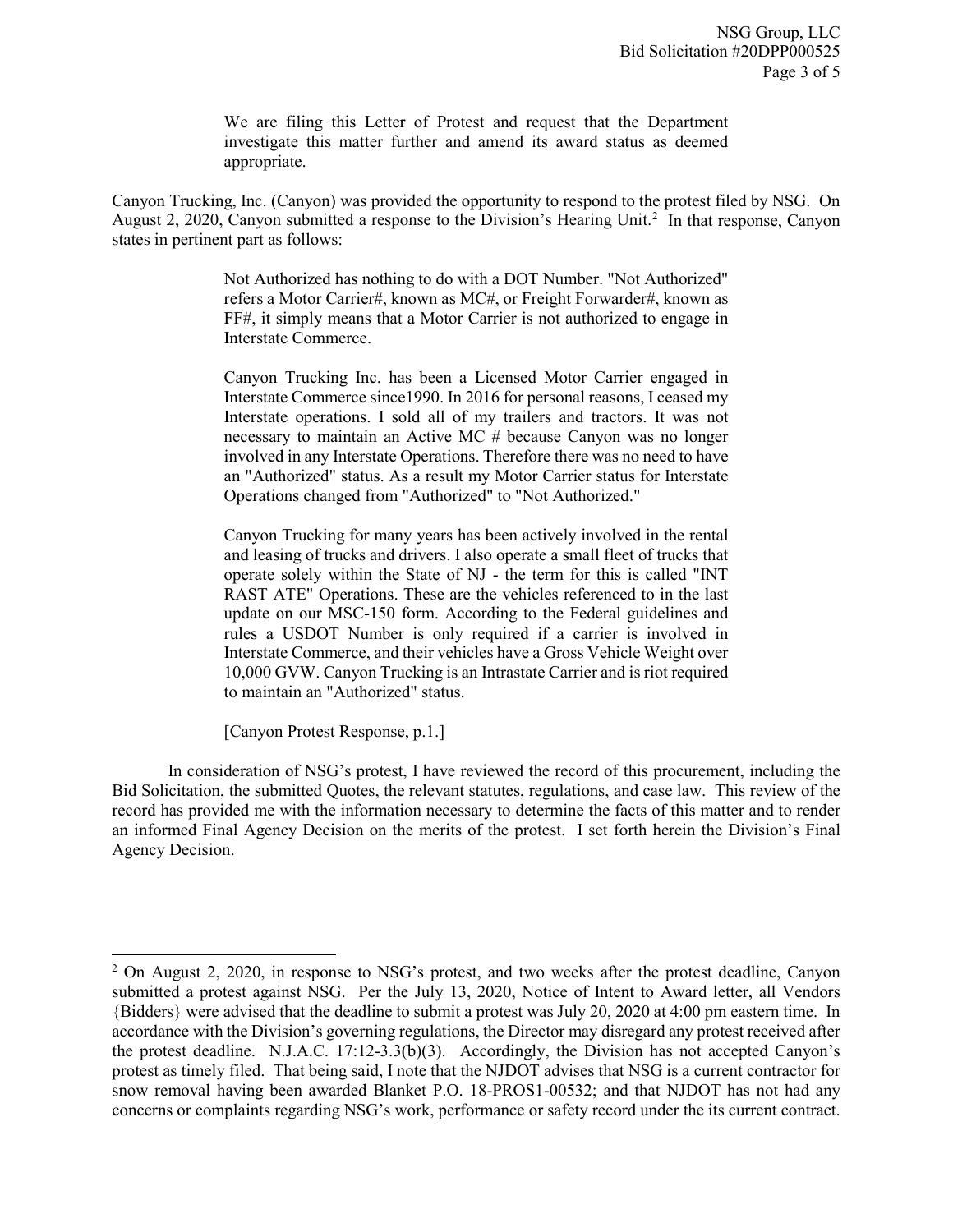> We are filing this Letter of Protest and request that the Department investigate this matter further and amend its award status as deemed appropriate.

Canyon Trucking, Inc. (Canyon) was provided the opportunity to respond to the protest filed by NSG. On August 2, 2020, Canyon submitted a response to the Division's Hearing Unit.[2] In that response, Canyon states in pertinent part as follows:

> Not Authorized has nothing to do with a DOT Number. "Not Authorized" refers a Motor Carrier#, known as MC#, or Freight Forwarder#, known as FF#, it simply means that a Motor Carrier is not authorized to engage in Interstate Commerce.
>
> Canyon Trucking Inc. has been a Licensed Motor Carrier engaged in Interstate Commerce since1990. In 2016 for personal reasons, I ceased my Interstate operations. I sold all of my trailers and tractors. It was not necessary to maintain an Active MC # because Canyon was no longer involved in any Interstate Operations. Therefore there was no need to have an "Authorized" status. As a result my Motor Carrier status for Interstate Operations changed from "Authorized" to "Not Authorized."
>
> Canyon Trucking for many years has been actively involved in the rental and leasing of trucks and drivers. I also operate a small fleet of trucks that operate solely within the State of NJ - the term for this is called "INT RAST ATE" Operations. These are the vehicles referenced to in the last update on our MSC-150 form. According to the Federal guidelines and rules a USDOT Number is only required if a carrier is involved in Interstate Commerce, and their vehicles have a Gross Vehicle Weight over 10,000 GVW. Canyon Trucking is an Intrastate Carrier and is riot required to maintain an "Authorized" status.
>
> [Canyon Protest Response, p.1.]

In consideration of NSG's protest, I have reviewed the record of this procurement, including the Bid Solicitation, the submitted Quotes, the relevant statutes, regulations, and case law. This review of the record has provided me with the information necessary to determine the facts of this matter and to render an informed Final Agency Decision on the merits of the protest. I set forth herein the Division's Final Agency Decision.

---

[2] On August 2, 2020, in response to NSG's protest, and two weeks after the protest deadline, Canyon submitted a protest against NSG. Per the July 13, 2020, Notice of Intent to Award letter, all Vendors {Bidders} were advised that the deadline to submit a protest was July 20, 2020 at 4:00 pm eastern time. In accordance with the Division's governing regulations, the Director may disregard any protest received after the protest deadline. N.J.A.C. 17:12-3.3(b)(3). Accordingly, the Division has not accepted Canyon's protest as timely filed. That being said, I note that the NJDOT advises that NSG is a current contractor for snow removal having been awarded Blanket P.O. 18-PROS1-00532; and that NJDOT has not had any concerns or complaints regarding NSG's work, performance or safety record under the its current contract.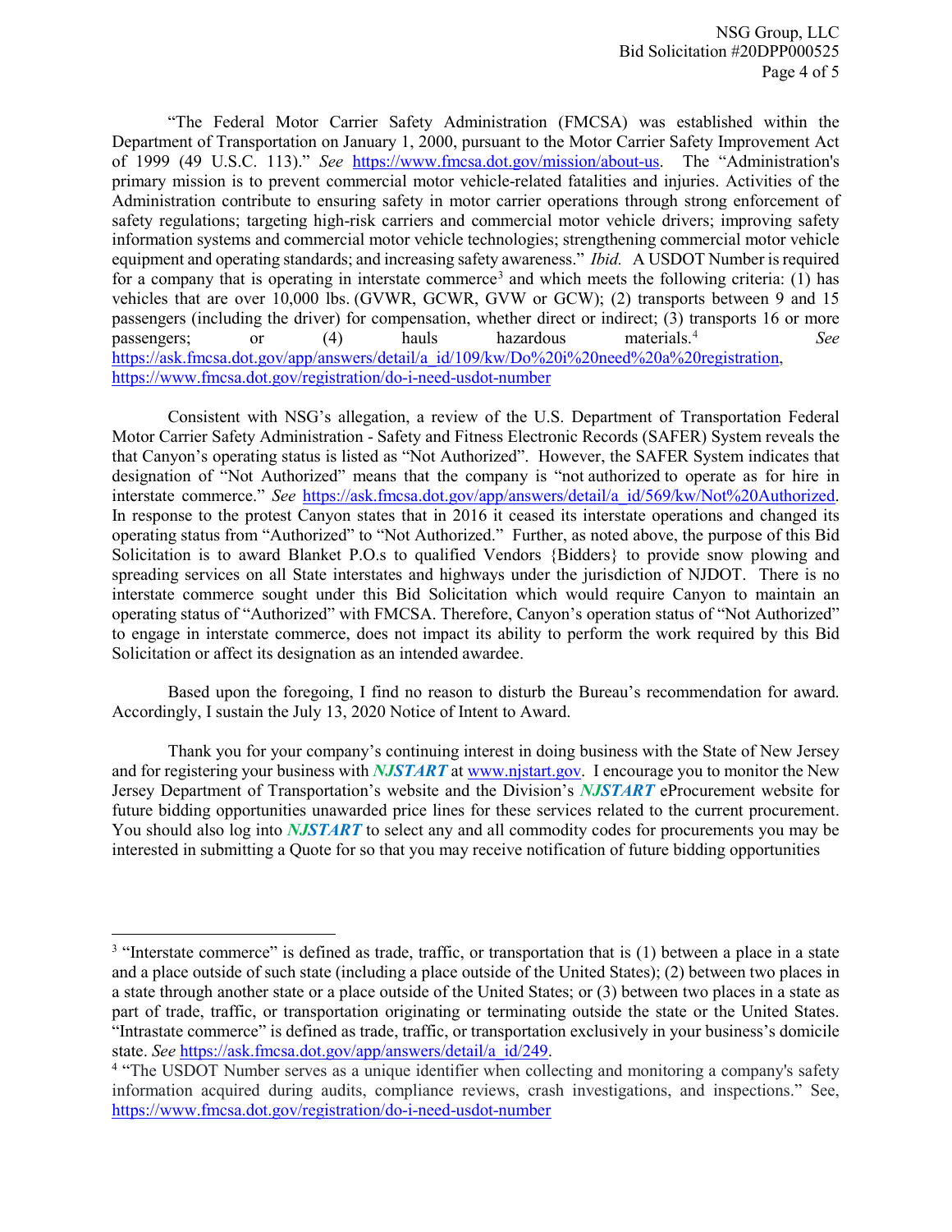"The Federal Motor Carrier Safety Administration (FMCSA) was established within the Department of Transportation on January 1, 2000, pursuant to the Motor Carrier Safety Improvement Act of 1999 (49 U.S.C. 113)." *See* https://www.fmcsa.dot.gov/mission/about-us. The "Administration's primary mission is to prevent commercial motor vehicle-related fatalities and injuries. Activities of the Administration contribute to ensuring safety in motor carrier operations through strong enforcement of safety regulations; targeting high-risk carriers and commercial motor vehicle drivers; improving safety information systems and commercial motor vehicle technologies; strengthening commercial motor vehicle equipment and operating standards; and increasing safety awareness." *Ibid.* A USDOT Number is required for a company that is operating in interstate commerce[3] and which meets the following criteria: (1) has vehicles that are over 10,000 lbs. (GVWR, GCWR, GVW or GCW); (2) transports between 9 and 15 passengers (including the driver) for compensation, whether direct or indirect; (3) transports 16 or more passengers; or (4) hauls hazardous materials.[4] *See* https://ask.fmcsa.dot.gov/app/answers/detail/a_id/109/kw/Do%20i%20need%20a%20registration, https://www.fmcsa.dot.gov/registration/do-i-need-usdot-number

Consistent with NSG's allegation, a review of the U.S. Department of Transportation Federal Motor Carrier Safety Administration - Safety and Fitness Electronic Records (SAFER) System reveals the that Canyon's operating status is listed as "Not Authorized". However, the SAFER System indicates that designation of "Not Authorized" means that the company is "not authorized to operate as for hire in interstate commerce." *See* https://ask.fmcsa.dot.gov/app/answers/detail/a_id/569/kw/Not%20Authorized. In response to the protest Canyon states that in 2016 it ceased its interstate operations and changed its operating status from "Authorized" to "Not Authorized." Further, as noted above, the purpose of this Bid Solicitation is to award Blanket P.O.s to qualified Vendors {Bidders} to provide snow plowing and spreading services on all State interstates and highways under the jurisdiction of NJDOT. There is no interstate commerce sought under this Bid Solicitation which would require Canyon to maintain an operating status of "Authorized" with FMCSA. Therefore, Canyon's operation status of "Not Authorized" to engage in interstate commerce, does not impact its ability to perform the work required by this Bid Solicitation or affect its designation as an intended awardee.

Based upon the foregoing, I find no reason to disturb the Bureau's recommendation for award. Accordingly, I sustain the July 13, 2020 Notice of Intent to Award.

Thank you for your company's continuing interest in doing business with the State of New Jersey and for registering your business with ***NJSTART*** at www.njstart.gov. I encourage you to monitor the New Jersey Department of Transportation's website and the Division's ***NJSTART*** eProcurement website for future bidding opportunities unawarded price lines for these services related to the current procurement. You should also log into ***NJSTART*** to select any and all commodity codes for procurements you may be interested in submitting a Quote for so that you may receive notification of future bidding opportunities

---

[3] "Interstate commerce" is defined as trade, traffic, or transportation that is (1) between a place in a state and a place outside of such state (including a place outside of the United States); (2) between two places in a state through another state or a place outside of the United States; or (3) between two places in a state as part of trade, traffic, or transportation originating or terminating outside the state or the United States. "Intrastate commerce" is defined as trade, traffic, or transportation exclusively in your business's domicile state. *See* https://ask.fmcsa.dot.gov/app/answers/detail/a_id/249.

[4] "The USDOT Number serves as a unique identifier when collecting and monitoring a company's safety information acquired during audits, compliance reviews, crash investigations, and inspections." See, https://www.fmcsa.dot.gov/registration/do-i-need-usdot-number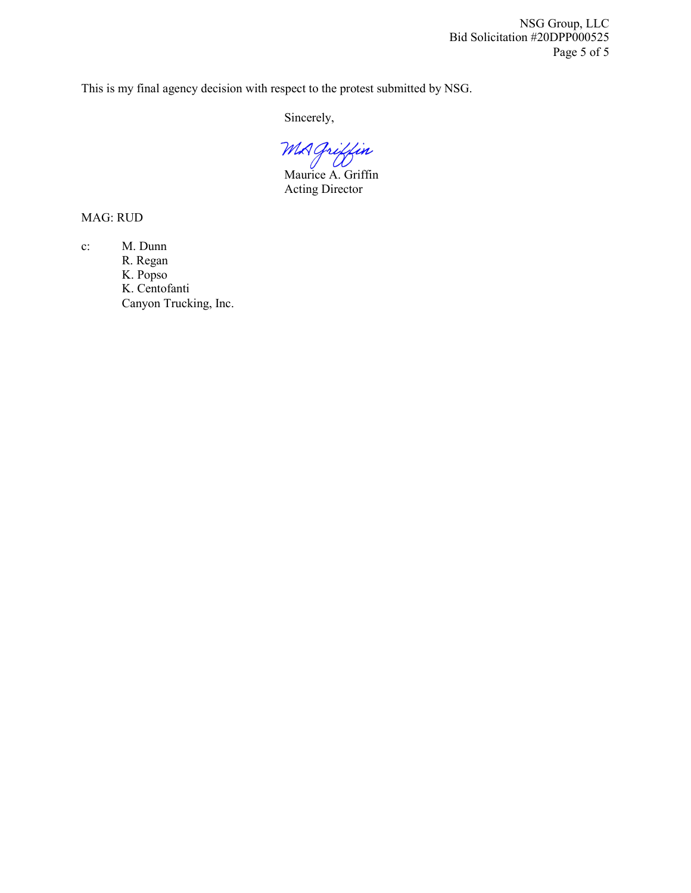This is my final agency decision with respect to the protest submitted by NSG.

Sincerely,

MA Griffin

Maurice A. Griffin
Acting Director

MAG: RUD

c: M. Dunn
R. Regan
K. Popso
K. Centofanti
Canyon Trucking, Inc.